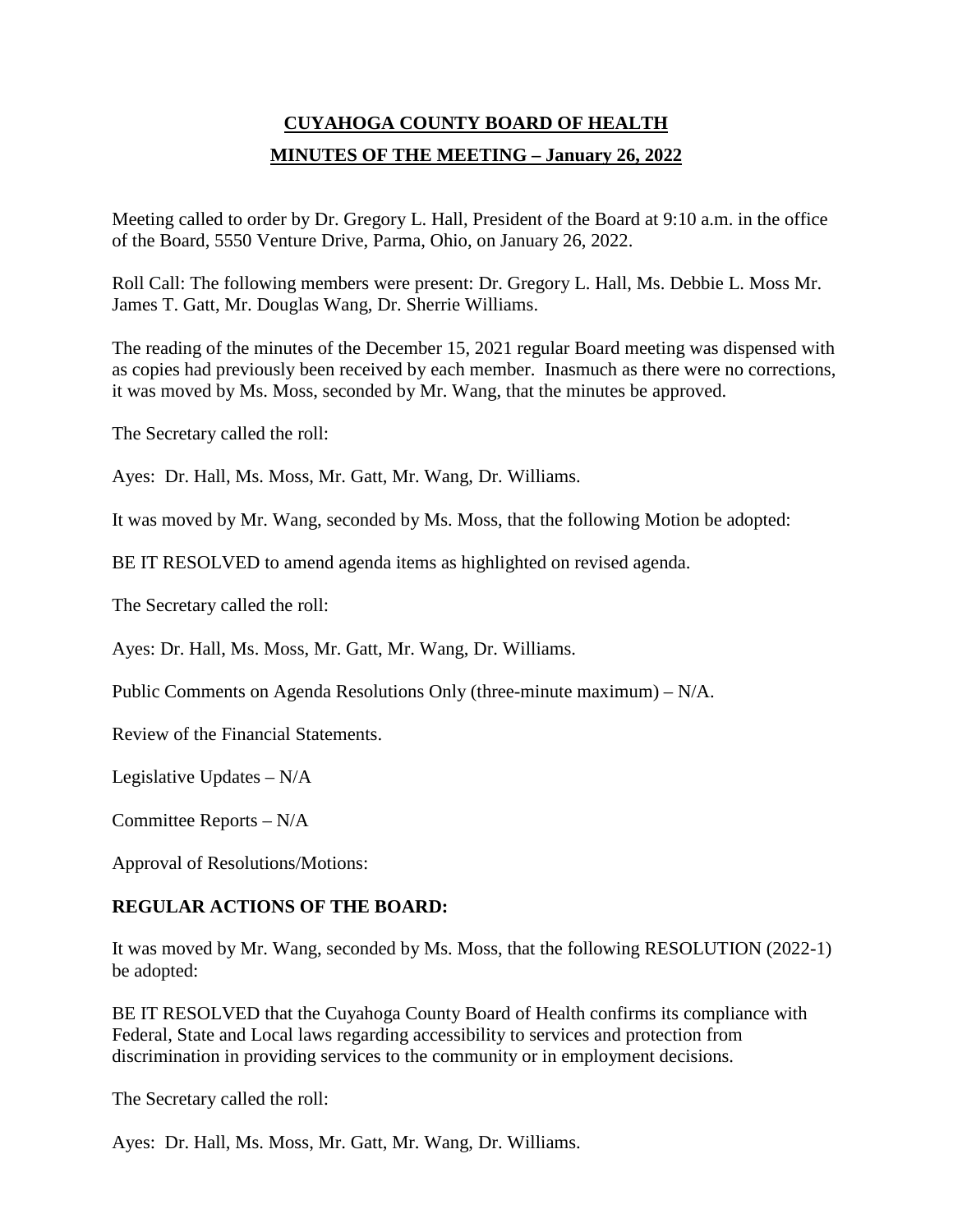# CUYAHOGA COUNTY BOARD OF HEALTH

## MINUTES OF THE MEETING – January 26, 2022

Meeting called to order by Dr. Gregory L. Hall, President of the Board at 9:10 a.m. in the office of the Board, 5550 Venture Drive, Parma, Ohio, on January 26, 2022.

Roll Call: The following members were present: Dr. Gregory L. Hall, Ms. Debbie L. Moss Mr. James T. Gatt, Mr. Douglas Wang, Dr. Sherrie Williams.

The reading of the minutes of the December 15, 2021 regular Board meeting was dispensed with as copies had previously been received by each member. Inasmuch as there were no corrections, it was moved by Ms. Moss, seconded by Mr. Wang, that the minutes be approved.

The Secretary called the roll:

Ayes: Dr. Hall, Ms. Moss, Mr. Gatt, Mr. Wang, Dr. Williams.

It was moved by Mr. Wang, seconded by Ms. Moss, that the following Motion be adopted:

BE IT RESOLVED to amend agenda items as highlighted on revised agenda.

The Secretary called the roll:

Ayes: Dr. Hall, Ms. Moss, Mr. Gatt, Mr. Wang, Dr. Williams.

Public Comments on Agenda Resolutions Only (three-minute maximum) – N/A.

Review of the Financial Statements.

Legislative Updates – N/A

Committee Reports – N/A

Approval of Resolutions/Motions:

**REGULAR ACTIONS OF THE BOARD:**

It was moved by Mr. Wang, seconded by Ms. Moss, that the following RESOLUTION (2022-1) be adopted:

BE IT RESOLVED that the Cuyahoga County Board of Health confirms its compliance with Federal, State and Local laws regarding accessibility to services and protection from discrimination in providing services to the community or in employment decisions.

The Secretary called the roll:

Ayes: Dr. Hall, Ms. Moss, Mr. Gatt, Mr. Wang, Dr. Williams.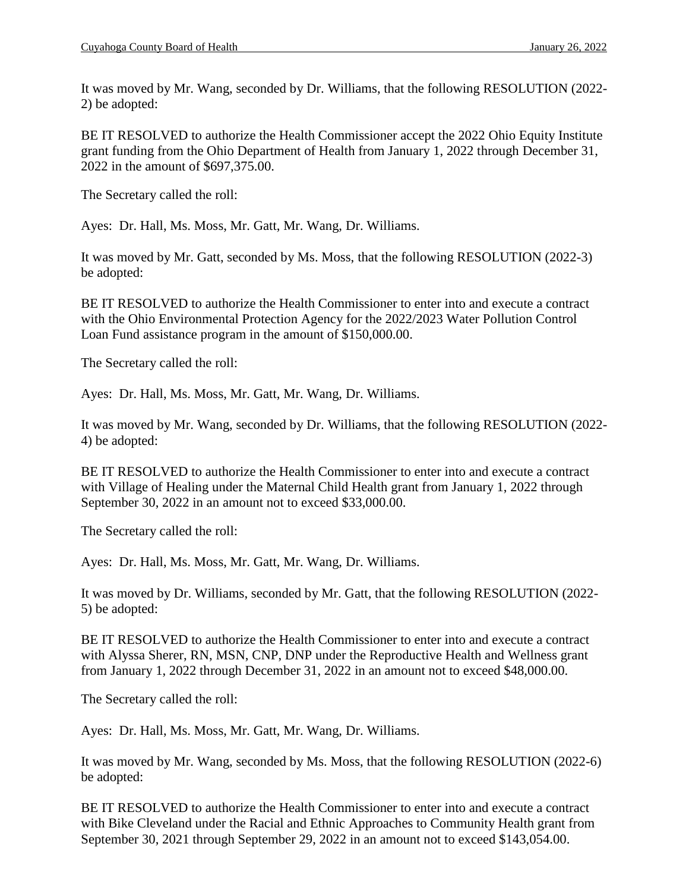It was moved by Mr. Wang, seconded by Dr. Williams, that the following RESOLUTION (2022-2) be adopted:

BE IT RESOLVED to authorize the Health Commissioner accept the 2022 Ohio Equity Institute grant funding from the Ohio Department of Health from January 1, 2022 through December 31, 2022 in the amount of $697,375.00.

The Secretary called the roll:

Ayes: Dr. Hall, Ms. Moss, Mr. Gatt, Mr. Wang, Dr. Williams.

It was moved by Mr. Gatt, seconded by Ms. Moss, that the following RESOLUTION (2022-3) be adopted:

BE IT RESOLVED to authorize the Health Commissioner to enter into and execute a contract with the Ohio Environmental Protection Agency for the 2022/2023 Water Pollution Control Loan Fund assistance program in the amount of $150,000.00.

The Secretary called the roll:

Ayes: Dr. Hall, Ms. Moss, Mr. Gatt, Mr. Wang, Dr. Williams.

It was moved by Mr. Wang, seconded by Dr. Williams, that the following RESOLUTION (2022-4) be adopted:

BE IT RESOLVED to authorize the Health Commissioner to enter into and execute a contract with Village of Healing under the Maternal Child Health grant from January 1, 2022 through September 30, 2022 in an amount not to exceed $33,000.00.

The Secretary called the roll:

Ayes: Dr. Hall, Ms. Moss, Mr. Gatt, Mr. Wang, Dr. Williams.

It was moved by Dr. Williams, seconded by Mr. Gatt, that the following RESOLUTION (2022-5) be adopted:

BE IT RESOLVED to authorize the Health Commissioner to enter into and execute a contract with Alyssa Sherer, RN, MSN, CNP, DNP under the Reproductive Health and Wellness grant from January 1, 2022 through December 31, 2022 in an amount not to exceed $48,000.00.

The Secretary called the roll:

Ayes: Dr. Hall, Ms. Moss, Mr. Gatt, Mr. Wang, Dr. Williams.

It was moved by Mr. Wang, seconded by Ms. Moss, that the following RESOLUTION (2022-6) be adopted:

BE IT RESOLVED to authorize the Health Commissioner to enter into and execute a contract with Bike Cleveland under the Racial and Ethnic Approaches to Community Health grant from September 30, 2021 through September 29, 2022 in an amount not to exceed $143,054.00.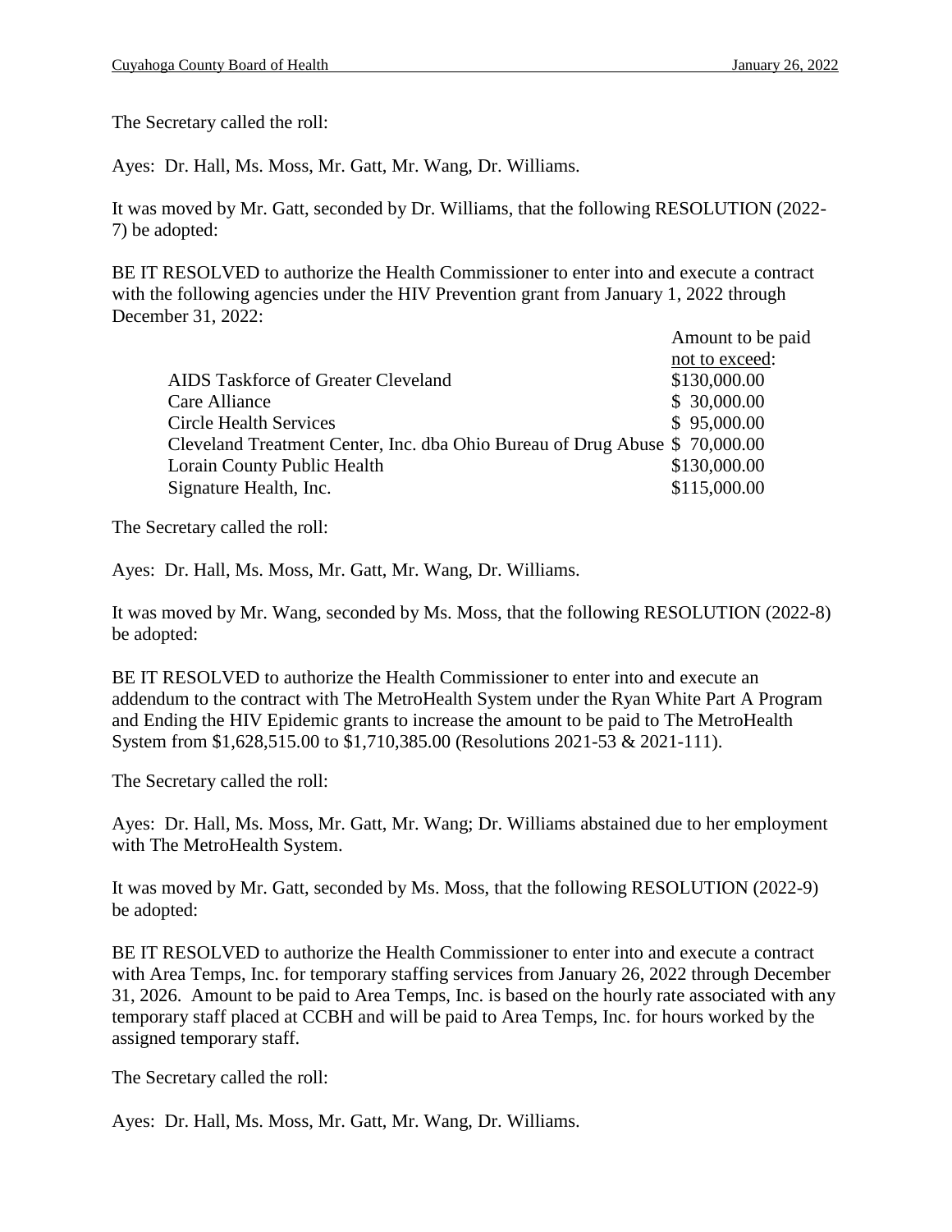The Secretary called the roll:

Ayes: Dr. Hall, Ms. Moss, Mr. Gatt, Mr. Wang, Dr. Williams.

It was moved by Mr. Gatt, seconded by Dr. Williams, that the following RESOLUTION (2022-7) be adopted:

BE IT RESOLVED to authorize the Health Commissioner to enter into and execute a contract with the following agencies under the HIV Prevention grant from January 1, 2022 through December 31, 2022:

| | Amount to be paid not to exceed: |
|---|---|
| AIDS Taskforce of Greater Cleveland | $130,000.00 |
| Care Alliance | $ 30,000.00 |
| Circle Health Services | $ 95,000.00 |
| Cleveland Treatment Center, Inc. dba Ohio Bureau of Drug Abuse | $ 70,000.00 |
| Lorain County Public Health | $130,000.00 |
| Signature Health, Inc. | $115,000.00 |

The Secretary called the roll:

Ayes: Dr. Hall, Ms. Moss, Mr. Gatt, Mr. Wang, Dr. Williams.

It was moved by Mr. Wang, seconded by Ms. Moss, that the following RESOLUTION (2022-8) be adopted:

BE IT RESOLVED to authorize the Health Commissioner to enter into and execute an addendum to the contract with The MetroHealth System under the Ryan White Part A Program and Ending the HIV Epidemic grants to increase the amount to be paid to The MetroHealth System from $1,628,515.00 to $1,710,385.00 (Resolutions 2021-53 & 2021-111).

The Secretary called the roll:

Ayes: Dr. Hall, Ms. Moss, Mr. Gatt, Mr. Wang; Dr. Williams abstained due to her employment with The MetroHealth System.

It was moved by Mr. Gatt, seconded by Ms. Moss, that the following RESOLUTION (2022-9) be adopted:

BE IT RESOLVED to authorize the Health Commissioner to enter into and execute a contract with Area Temps, Inc. for temporary staffing services from January 26, 2022 through December 31, 2026. Amount to be paid to Area Temps, Inc. is based on the hourly rate associated with any temporary staff placed at CCBH and will be paid to Area Temps, Inc. for hours worked by the assigned temporary staff.

The Secretary called the roll:

Ayes: Dr. Hall, Ms. Moss, Mr. Gatt, Mr. Wang, Dr. Williams.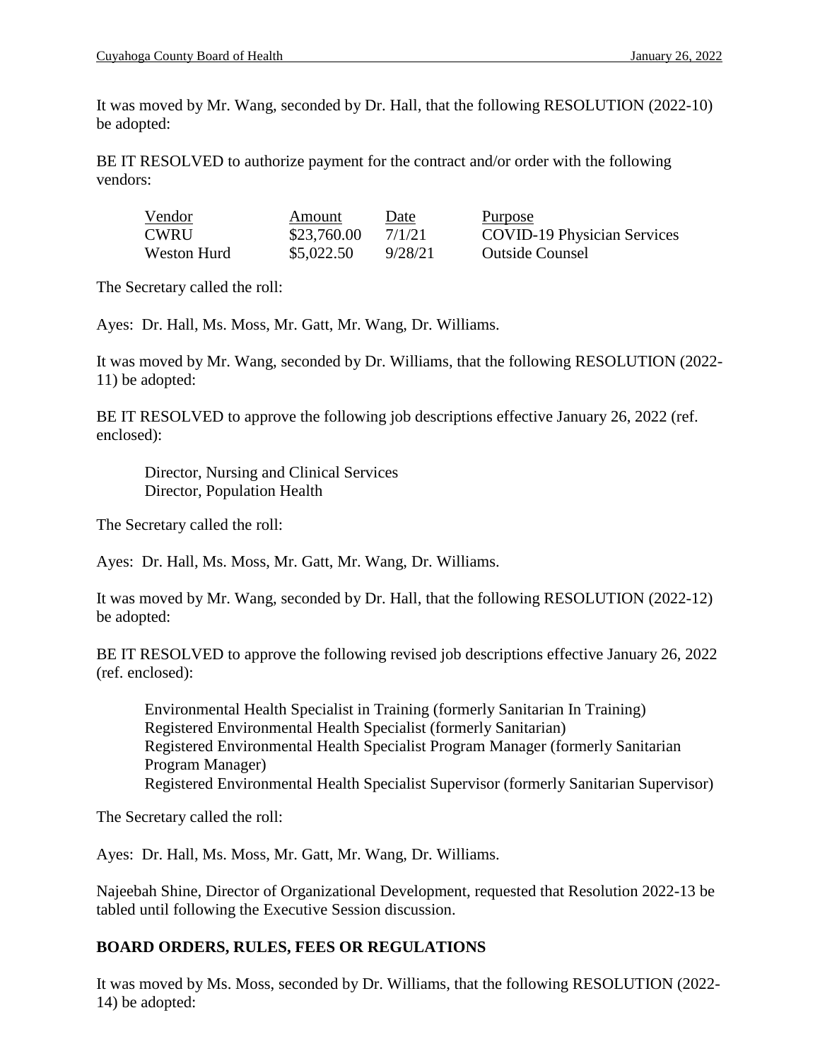It was moved by Mr. Wang, seconded by Dr. Hall, that the following RESOLUTION (2022-10) be adopted:

BE IT RESOLVED to authorize payment for the contract and/or order with the following vendors:

| Vendor | Amount | Date | Purpose |
|---|---|---|---|
| CWRU | \$23,760.00 | 7/1/21 | COVID-19 Physician Services |
| Weston Hurd | \$5,022.50 | 9/28/21 | Outside Counsel |

The Secretary called the roll:

Ayes: Dr. Hall, Ms. Moss, Mr. Gatt, Mr. Wang, Dr. Williams.

It was moved by Mr. Wang, seconded by Dr. Williams, that the following RESOLUTION (2022-11) be adopted:

BE IT RESOLVED to approve the following job descriptions effective January 26, 2022 (ref. enclosed):

Director, Nursing and Clinical Services
Director, Population Health

The Secretary called the roll:

Ayes: Dr. Hall, Ms. Moss, Mr. Gatt, Mr. Wang, Dr. Williams.

It was moved by Mr. Wang, seconded by Dr. Hall, that the following RESOLUTION (2022-12) be adopted:

BE IT RESOLVED to approve the following revised job descriptions effective January 26, 2022 (ref. enclosed):

Environmental Health Specialist in Training (formerly Sanitarian In Training)
Registered Environmental Health Specialist (formerly Sanitarian)
Registered Environmental Health Specialist Program Manager (formerly Sanitarian Program Manager)
Registered Environmental Health Specialist Supervisor (formerly Sanitarian Supervisor)

The Secretary called the roll:

Ayes: Dr. Hall, Ms. Moss, Mr. Gatt, Mr. Wang, Dr. Williams.

Najeebah Shine, Director of Organizational Development, requested that Resolution 2022-13 be tabled until following the Executive Session discussion.

**BOARD ORDERS, RULES, FEES OR REGULATIONS**

It was moved by Ms. Moss, seconded by Dr. Williams, that the following RESOLUTION (2022-14) be adopted: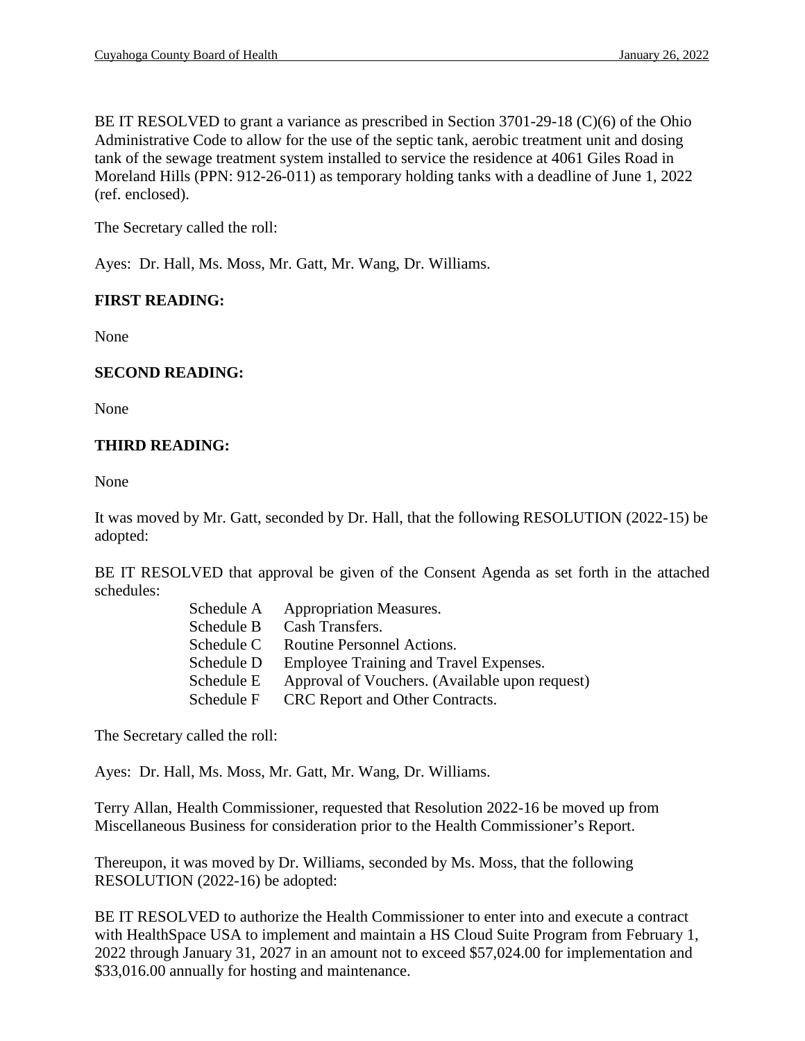BE IT RESOLVED to grant a variance as prescribed in Section 3701-29-18 (C)(6) of the Ohio Administrative Code to allow for the use of the septic tank, aerobic treatment unit and dosing tank of the sewage treatment system installed to service the residence at 4061 Giles Road in Moreland Hills (PPN: 912-26-011) as temporary holding tanks with a deadline of June 1, 2022 (ref. enclosed).

The Secretary called the roll:

Ayes: Dr. Hall, Ms. Moss, Mr. Gatt, Mr. Wang, Dr. Williams.

**FIRST READING:**

None

**SECOND READING:**

None

**THIRD READING:**

None

It was moved by Mr. Gatt, seconded by Dr. Hall, that the following RESOLUTION (2022-15) be adopted:

BE IT RESOLVED that approval be given of the Consent Agenda as set forth in the attached schedules:

- Schedule A Appropriation Measures.
- Schedule B Cash Transfers.
- Schedule C Routine Personnel Actions.
- Schedule D Employee Training and Travel Expenses.
- Schedule E Approval of Vouchers. (Available upon request)
- Schedule F CRC Report and Other Contracts.

The Secretary called the roll:

Ayes: Dr. Hall, Ms. Moss, Mr. Gatt, Mr. Wang, Dr. Williams.

Terry Allan, Health Commissioner, requested that Resolution 2022-16 be moved up from Miscellaneous Business for consideration prior to the Health Commissioner's Report.

Thereupon, it was moved by Dr. Williams, seconded by Ms. Moss, that the following RESOLUTION (2022-16) be adopted:

BE IT RESOLVED to authorize the Health Commissioner to enter into and execute a contract with HealthSpace USA to implement and maintain a HS Cloud Suite Program from February 1, 2022 through January 31, 2027 in an amount not to exceed $57,024.00 for implementation and $33,016.00 annually for hosting and maintenance.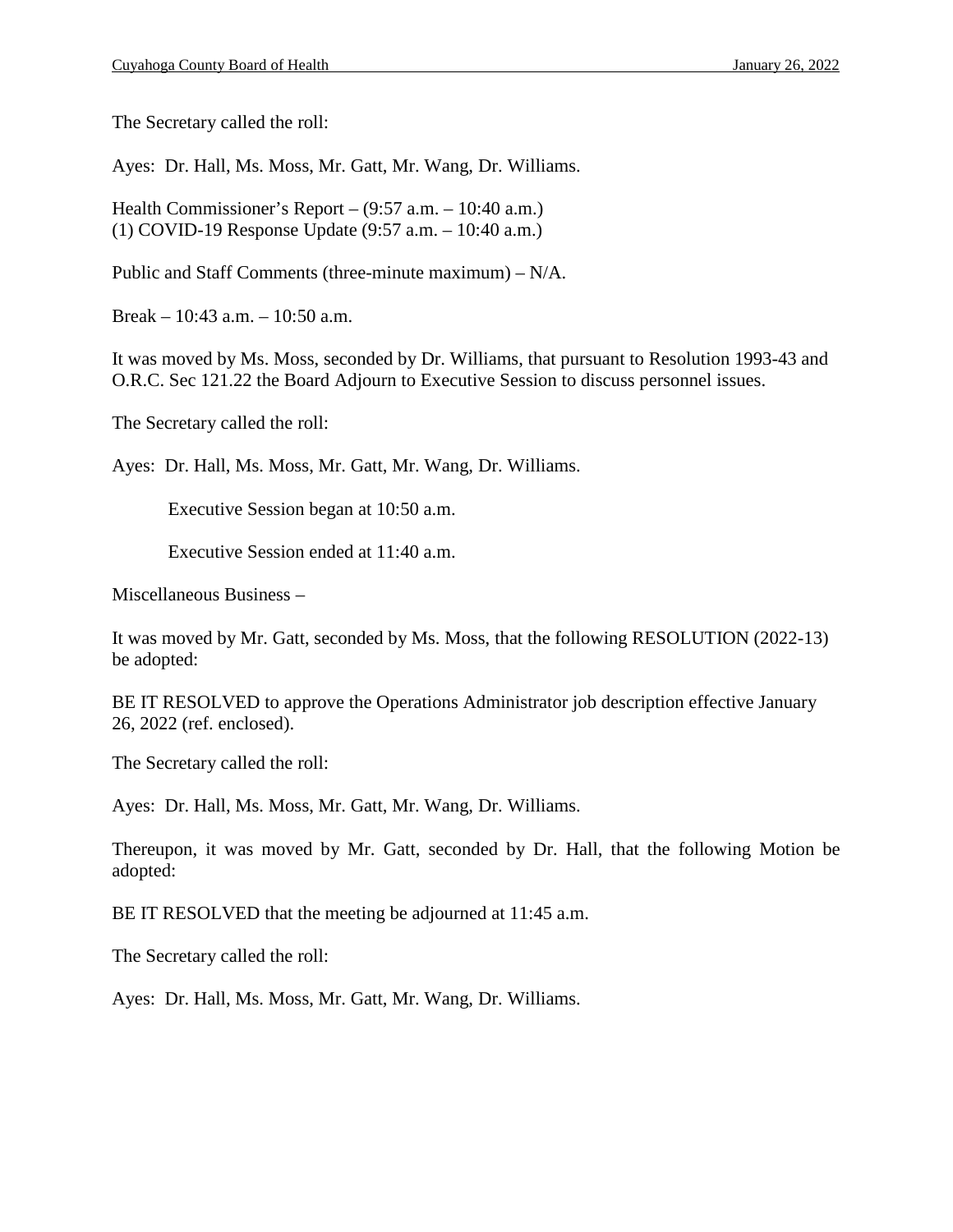The Secretary called the roll:

Ayes: Dr. Hall, Ms. Moss, Mr. Gatt, Mr. Wang, Dr. Williams.

Health Commissioner's Report – (9:57 a.m. – 10:40 a.m.)
(1) COVID-19 Response Update (9:57 a.m. – 10:40 a.m.)

Public and Staff Comments (three-minute maximum) – N/A.

Break – 10:43 a.m. – 10:50 a.m.

It was moved by Ms. Moss, seconded by Dr. Williams, that pursuant to Resolution 1993-43 and O.R.C. Sec 121.22 the Board Adjourn to Executive Session to discuss personnel issues.

The Secretary called the roll:

Ayes: Dr. Hall, Ms. Moss, Mr. Gatt, Mr. Wang, Dr. Williams.

Executive Session began at 10:50 a.m.

Executive Session ended at 11:40 a.m.

Miscellaneous Business –

It was moved by Mr. Gatt, seconded by Ms. Moss, that the following RESOLUTION (2022-13) be adopted:

BE IT RESOLVED to approve the Operations Administrator job description effective January 26, 2022 (ref. enclosed).

The Secretary called the roll:

Ayes: Dr. Hall, Ms. Moss, Mr. Gatt, Mr. Wang, Dr. Williams.

Thereupon, it was moved by Mr. Gatt, seconded by Dr. Hall, that the following Motion be adopted:

BE IT RESOLVED that the meeting be adjourned at 11:45 a.m.

The Secretary called the roll:

Ayes: Dr. Hall, Ms. Moss, Mr. Gatt, Mr. Wang, Dr. Williams.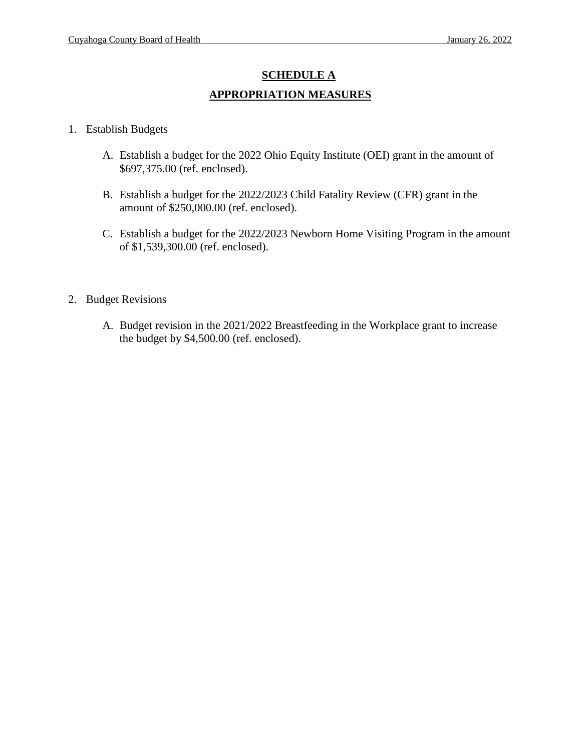# SCHEDULE A

## APPROPRIATION MEASURES

1. Establish Budgets

   A. Establish a budget for the 2022 Ohio Equity Institute (OEI) grant in the amount of $697,375.00 (ref. enclosed).

   B. Establish a budget for the 2022/2023 Child Fatality Review (CFR) grant in the amount of $250,000.00 (ref. enclosed).

   C. Establish a budget for the 2022/2023 Newborn Home Visiting Program in the amount of $1,539,300.00 (ref. enclosed).

2. Budget Revisions

   A. Budget revision in the 2021/2022 Breastfeeding in the Workplace grant to increase the budget by $4,500.00 (ref. enclosed).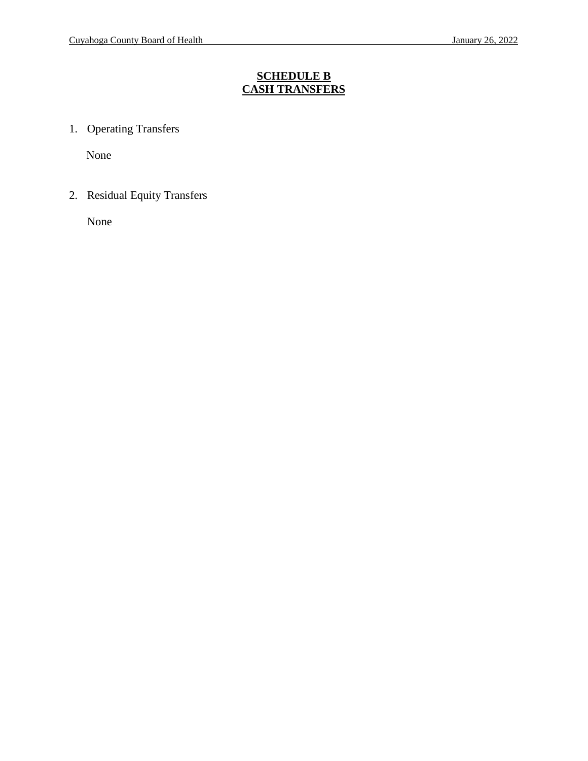## SCHEDULE B
## CASH TRANSFERS

1. Operating Transfers

   None

2. Residual Equity Transfers

   None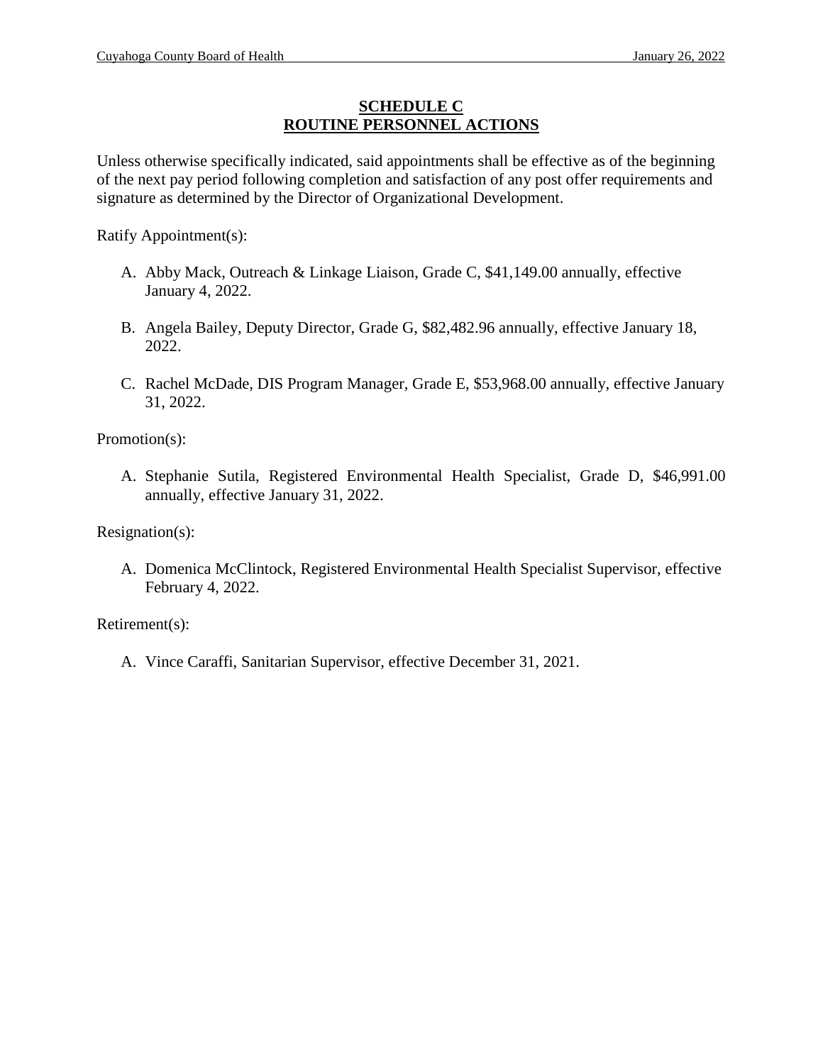## SCHEDULE C
## ROUTINE PERSONNEL ACTIONS

Unless otherwise specifically indicated, said appointments shall be effective as of the beginning of the next pay period following completion and satisfaction of any post offer requirements and signature as determined by the Director of Organizational Development.

Ratify Appointment(s):

A. Abby Mack, Outreach & Linkage Liaison, Grade C, $41,149.00 annually, effective January 4, 2022.

B. Angela Bailey, Deputy Director, Grade G, $82,482.96 annually, effective January 18, 2022.

C. Rachel McDade, DIS Program Manager, Grade E, $53,968.00 annually, effective January 31, 2022.

Promotion(s):

A. Stephanie Sutila, Registered Environmental Health Specialist, Grade D, $46,991.00 annually, effective January 31, 2022.

Resignation(s):

A. Domenica McClintock, Registered Environmental Health Specialist Supervisor, effective February 4, 2022.

Retirement(s):

A. Vince Caraffi, Sanitarian Supervisor, effective December 31, 2021.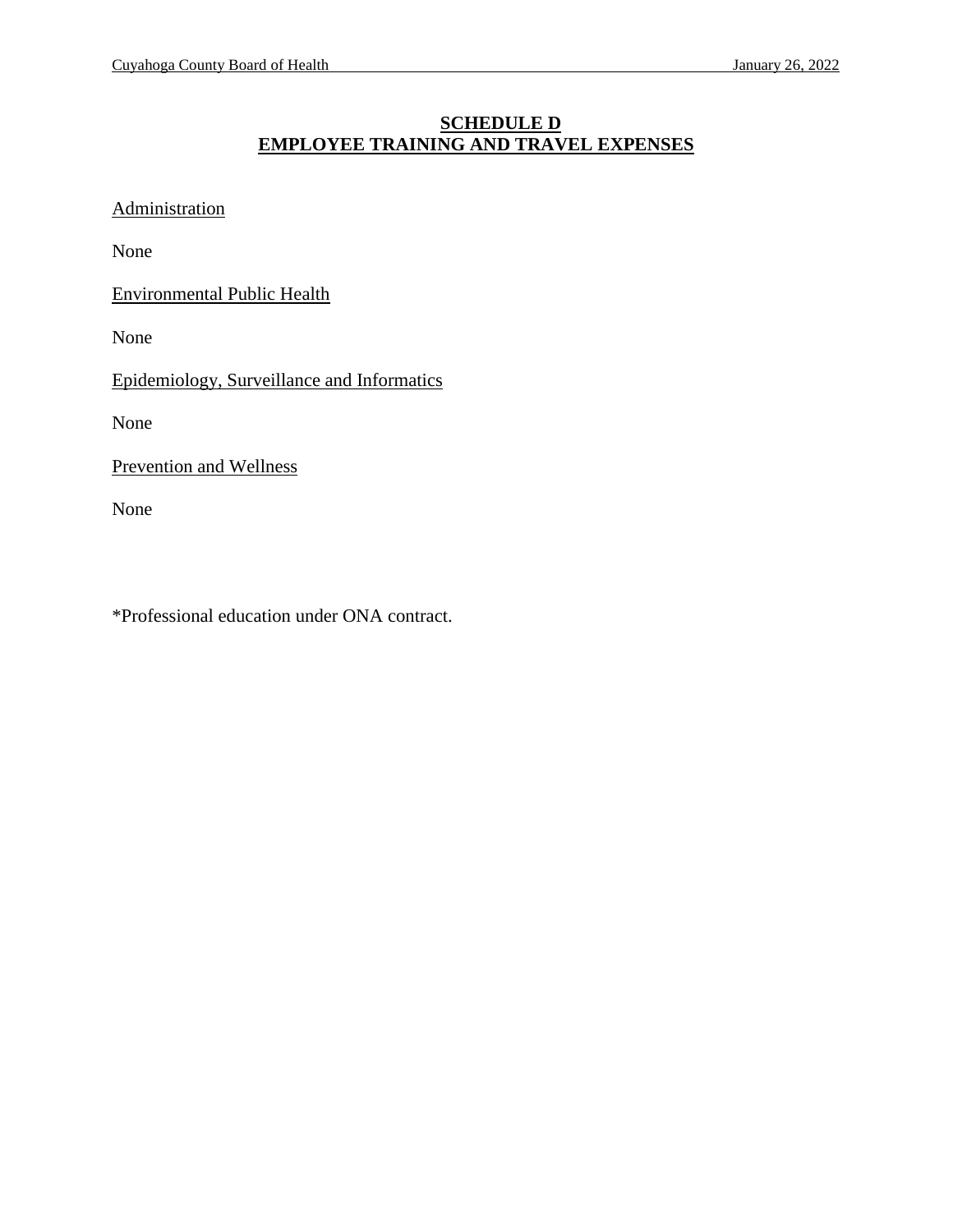## SCHEDULE D
## EMPLOYEE TRAINING AND TRAVEL EXPENSES

Administration

None

Environmental Public Health

None

Epidemiology, Surveillance and Informatics

None

Prevention and Wellness

None

*Professional education under ONA contract.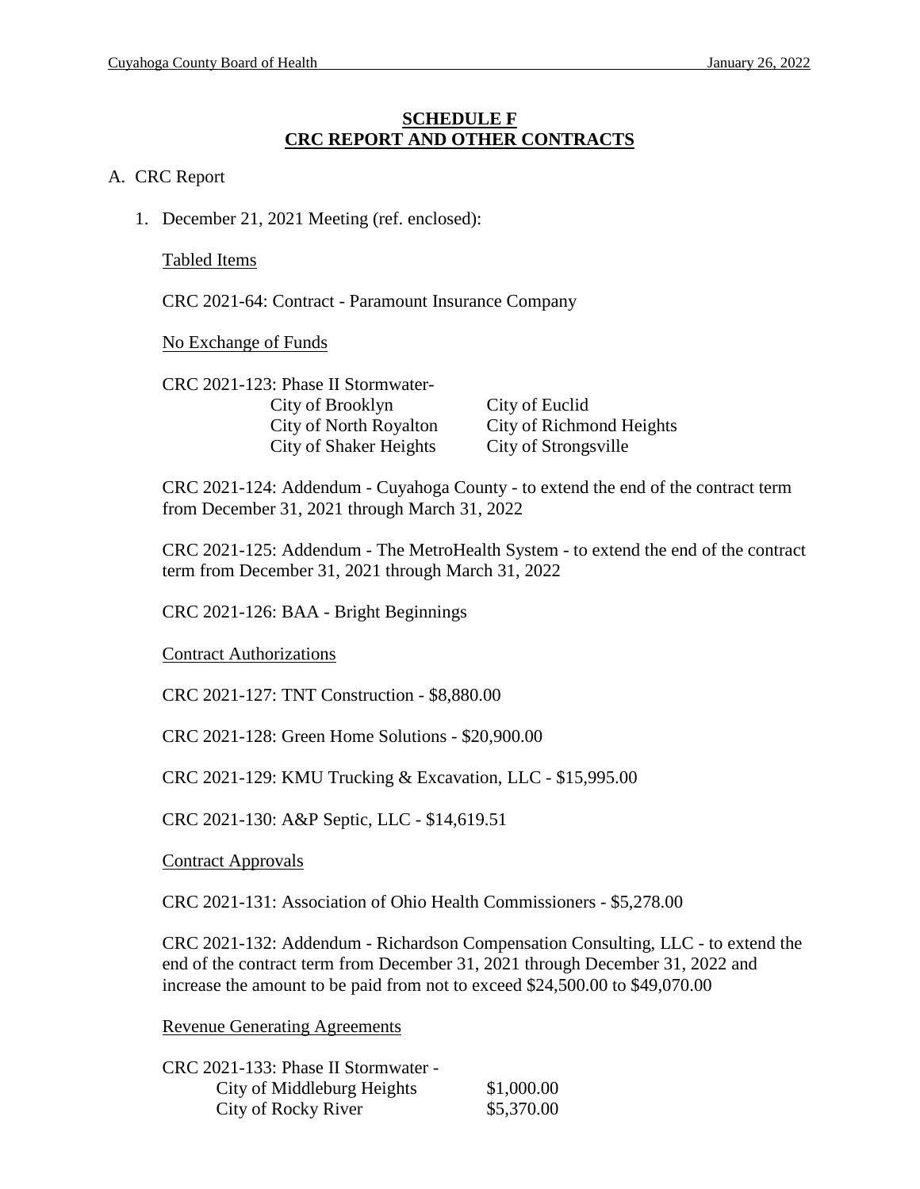## SCHEDULE F
## CRC REPORT AND OTHER CONTRACTS

A. CRC Report

1. December 21, 2021 Meeting (ref. enclosed):

   Tabled Items

   CRC 2021-64: Contract - Paramount Insurance Company

   No Exchange of Funds

   CRC 2021-123: Phase II Stormwater-

   | | |
   |---|---|
   | City of Brooklyn | City of Euclid |
   | City of North Royalton | City of Richmond Heights |
   | City of Shaker Heights | City of Strongsville |

   CRC 2021-124: Addendum - Cuyahoga County - to extend the end of the contract term from December 31, 2021 through March 31, 2022

   CRC 2021-125: Addendum - The MetroHealth System - to extend the end of the contract term from December 31, 2021 through March 31, 2022

   CRC 2021-126: BAA - Bright Beginnings

   Contract Authorizations

   CRC 2021-127: TNT Construction - $8,880.00

   CRC 2021-128: Green Home Solutions - $20,900.00

   CRC 2021-129: KMU Trucking & Excavation, LLC - $15,995.00

   CRC 2021-130: A&P Septic, LLC - $14,619.51

   Contract Approvals

   CRC 2021-131: Association of Ohio Health Commissioners - $5,278.00

   CRC 2021-132: Addendum - Richardson Compensation Consulting, LLC - to extend the end of the contract term from December 31, 2021 through December 31, 2022 and increase the amount to be paid from not to exceed $24,500.00 to $49,070.00

   Revenue Generating Agreements

   CRC 2021-133: Phase II Stormwater -

   | | |
   |---|---|
   | City of Middleburg Heights | $1,000.00 |
   | City of Rocky River | $5,370.00 |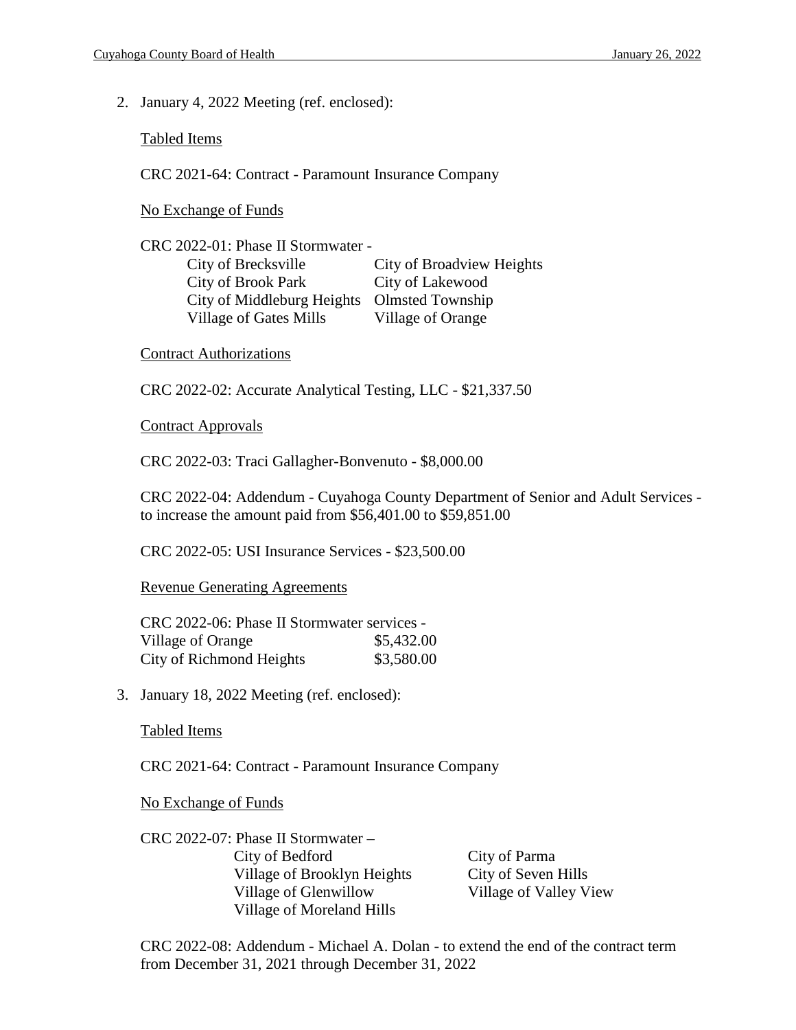2. January 4, 2022 Meeting (ref. enclosed):

   Tabled Items

   CRC 2021-64: Contract - Paramount Insurance Company

   No Exchange of Funds

   CRC 2022-01: Phase II Stormwater -

   | | |
   |---|---|
   | City of Brecksville | City of Broadview Heights |
   | City of Brook Park | City of Lakewood |
   | City of Middleburg Heights | Olmsted Township |
   | Village of Gates Mills | Village of Orange |

   Contract Authorizations

   CRC 2022-02: Accurate Analytical Testing, LLC - $21,337.50

   Contract Approvals

   CRC 2022-03: Traci Gallagher-Bonvenuto - $8,000.00

   CRC 2022-04: Addendum - Cuyahoga County Department of Senior and Adult Services - to increase the amount paid from $56,401.00 to $59,851.00

   CRC 2022-05: USI Insurance Services - $23,500.00

   Revenue Generating Agreements

   CRC 2022-06: Phase II Stormwater services -

   | | |
   |---|---|
   | Village of Orange | $5,432.00 |
   | City of Richmond Heights | $3,580.00 |

3. January 18, 2022 Meeting (ref. enclosed):

   Tabled Items

   CRC 2021-64: Contract - Paramount Insurance Company

   No Exchange of Funds

   CRC 2022-07: Phase II Stormwater –

   | | |
   |---|---|
   | City of Bedford | City of Parma |
   | Village of Brooklyn Heights | City of Seven Hills |
   | Village of Glenwillow | Village of Valley View |
   | Village of Moreland Hills | |

   CRC 2022-08: Addendum - Michael A. Dolan - to extend the end of the contract term from December 31, 2021 through December 31, 2022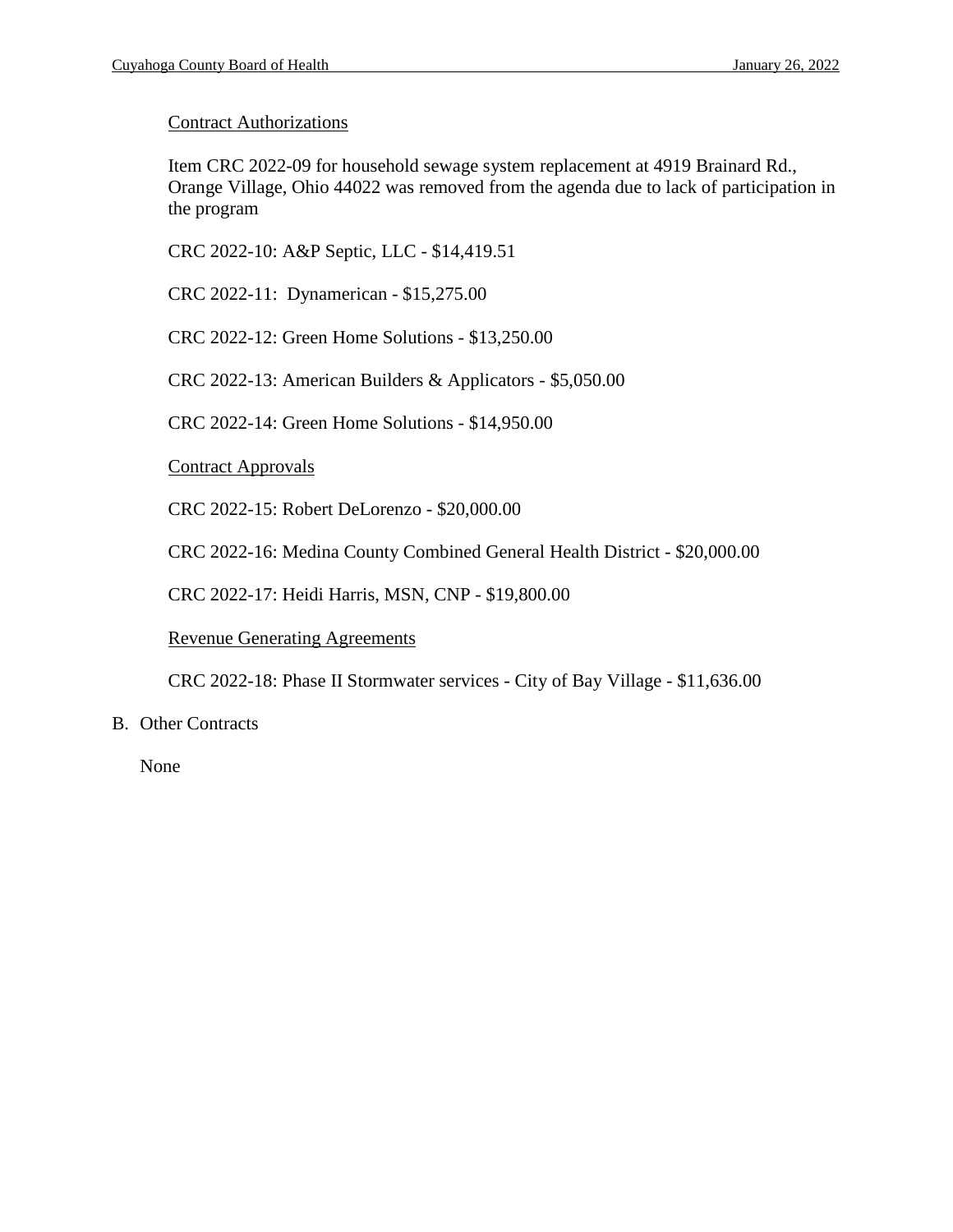Contract Authorizations

Item CRC 2022-09 for household sewage system replacement at 4919 Brainard Rd., Orange Village, Ohio 44022 was removed from the agenda due to lack of participation in the program

CRC 2022-10: A&P Septic, LLC - $14,419.51

CRC 2022-11: Dynamerican - $15,275.00

CRC 2022-12: Green Home Solutions - $13,250.00

CRC 2022-13: American Builders & Applicators - $5,050.00

CRC 2022-14: Green Home Solutions - $14,950.00

Contract Approvals

CRC 2022-15: Robert DeLorenzo - $20,000.00

CRC 2022-16: Medina County Combined General Health District - $20,000.00

CRC 2022-17: Heidi Harris, MSN, CNP - $19,800.00

Revenue Generating Agreements

CRC 2022-18: Phase II Stormwater services - City of Bay Village - $11,636.00

B. Other Contracts

None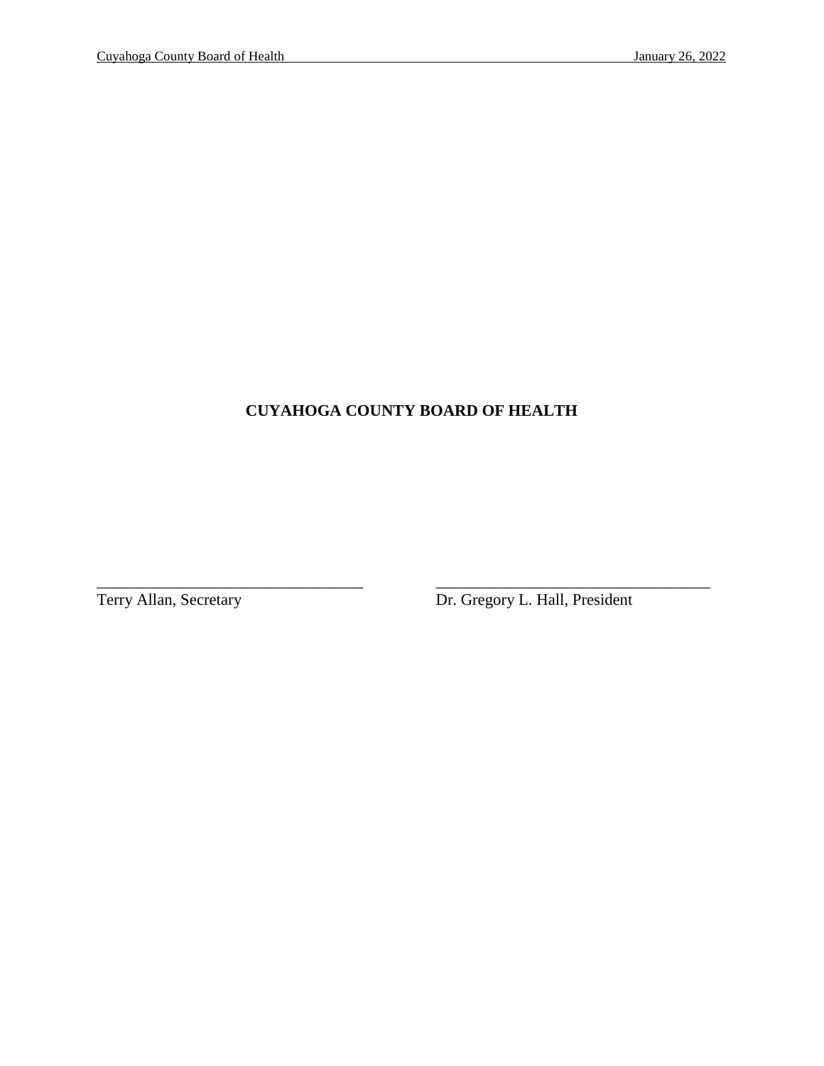**CUYAHOGA COUNTY BOARD OF HEALTH**

\_\_\_\_\_\_\_\_\_\_\_\_\_\_\_\_\_\_\_\_\_\_\_\_\_\_\_\_\_\_\_\_\_\_
Terry Allan, Secretary

\_\_\_\_\_\_\_\_\_\_\_\_\_\_\_\_\_\_\_\_\_\_\_\_\_\_\_\_\_\_\_\_\_\_
Dr. Gregory L. Hall, President